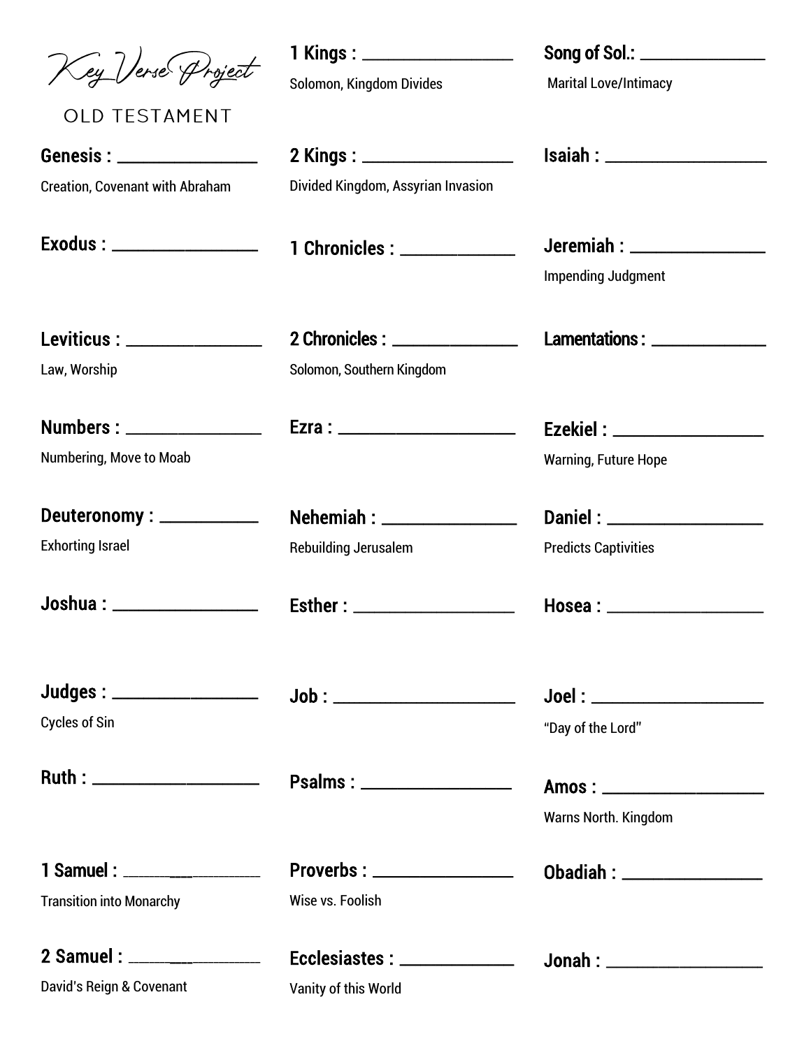# Key Verse Project

## OLD TESTAMENT

**Genesis :** ________________

Creation, Covenant with Abraham

**Exodus :** ________________

**Leviticus :** ________________

Law, Worship

**Numbers :** ________________

Numbering, Move to Moab

**Deuteronomy :** ____________

Exhorting Israel

**Joshua :** ________________

**Judges :** ________________

Cycles of Sin

**Ruth :** __________________

**1 Samuel :** ______________

Transition into Monarchy

**2 Samuel :** ______________

David's Reign & Covenant

**1 Kings :** ________________

Solomon, Kingdom Divides

**2 Kings :** ________________

Divided Kingdom, Assyrian Invasion

**1 Chronicles :** ____________

**2 Chronicles :** ____________

Solomon, Southern Kingdom

**Ezra :** __________________

**Nehemiah :** ______________

Rebuilding Jerusalem

**Esther :** ________________

**Job :** ___________________

**Psalms :** ________________

**Proverbs :** ______________

Wise vs. Foolish

**Ecclesiastes :** ____________

Vanity of this World

**Song of Sol.:** ______________

Marital Love/Intimacy

**Isaiah :** _________________

**Jeremiah :** ______________

Impending Judgment

**Lamentations :** ____________

**Ezekiel :** ________________

Warning, Future Hope

**Daniel :** ________________

Predicts Captivities

**Hosea :** ________________

**Joel :** __________________

"Day of the Lord"

**Amos :** _________________

Warns North. Kingdom

**Obadiah :** _______________

**Jonah :** _________________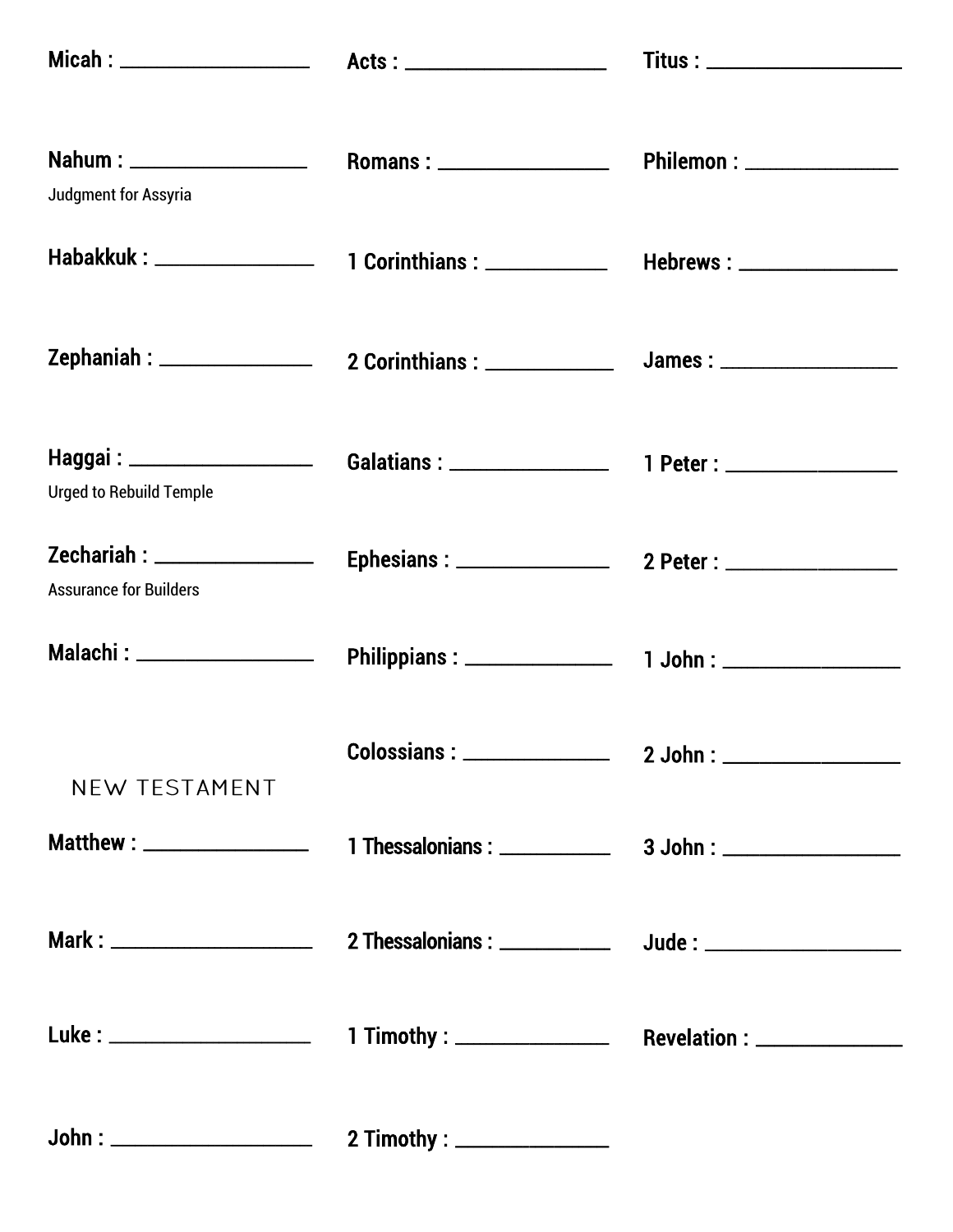Micah : ________________

Nahum : ________________

Judgment for Assyria

Habakkuk : ________________

Zephaniah : ________________

Haggai : ________________

Urged to Rebuild Temple

Zechariah : ________________

Assurance for Builders

Malachi : ________________

## NEW TESTAMENT

Matthew : ________________

Mark : ________________

Luke : ________________

John : ________________

Acts : ________________

Romans : ________________

1 Corinthians : ________________

2 Corinthians : ________________

Galatians : ________________

Ephesians : ________________

Philippians : ________________

Colossians : ________________

1 Thessalonians : ________________

2 Thessalonians : ________________

1 Timothy : ________________

2 Timothy : ________________

Titus : ________________

Philemon : ________________

Hebrews : ________________

James : ________________

1 Peter : ________________

2 Peter : ________________

1 John : ________________

2 John : ________________

3 John : ________________

Jude : ________________

Revelation : ________________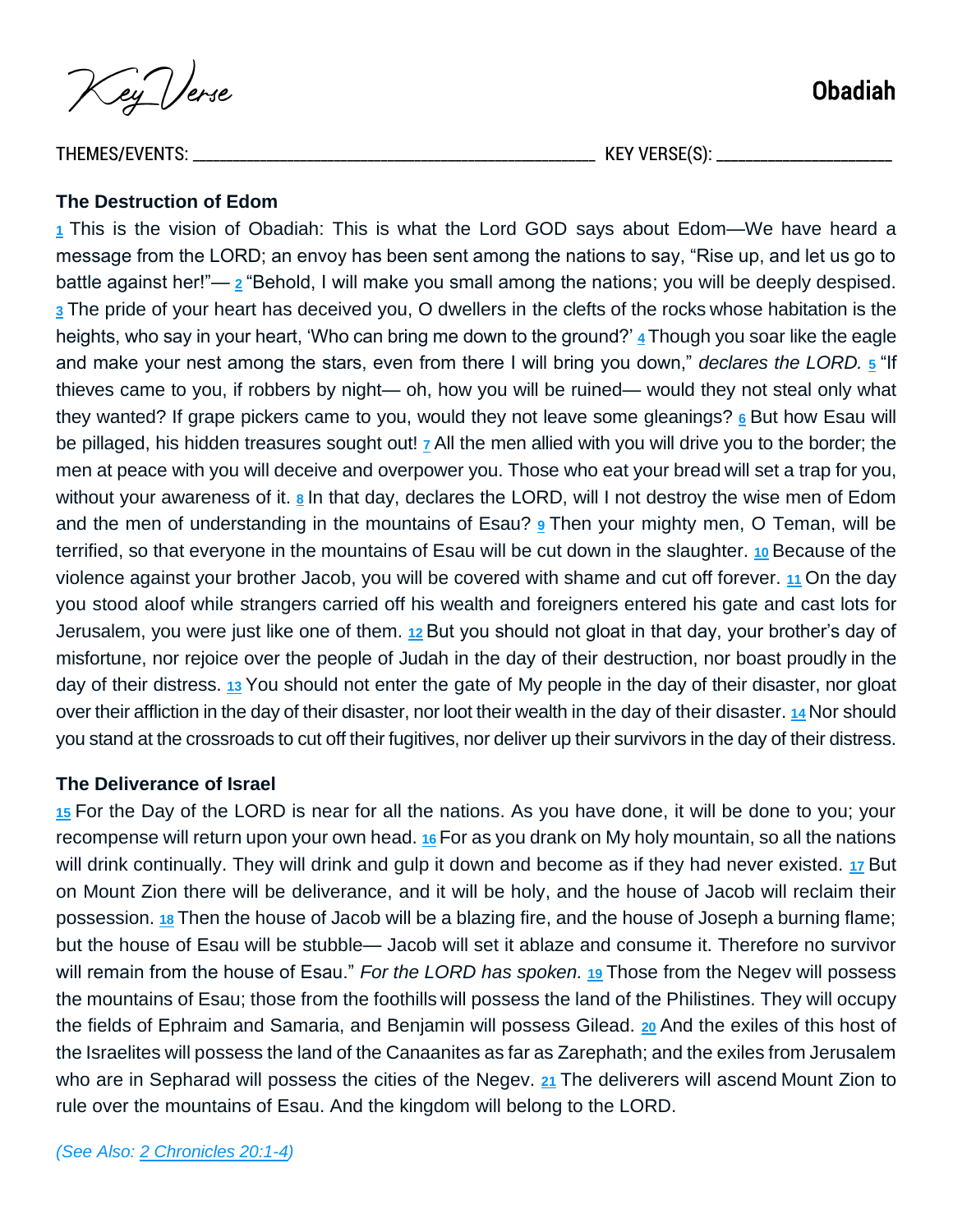Key Verse

# Obadiah

THEMES/EVENTS: ________________________________________________ KEY VERSE(S): ____________________

**The Destruction of Edom**

1 This is the vision of Obadiah: This is what the Lord GOD says about Edom—We have heard a message from the LORD; an envoy has been sent among the nations to say, "Rise up, and let us go to battle against her!"— 2 "Behold, I will make you small among the nations; you will be deeply despised. 3 The pride of your heart has deceived you, O dwellers in the clefts of the rocks whose habitation is the heights, who say in your heart, 'Who can bring me down to the ground?' 4 Though you soar like the eagle and make your nest among the stars, even from there I will bring you down," *declares the LORD.* 5 "If thieves came to you, if robbers by night— oh, how you will be ruined— would they not steal only what they wanted? If grape pickers came to you, would they not leave some gleanings? 6 But how Esau will be pillaged, his hidden treasures sought out! 7 All the men allied with you will drive you to the border; the men at peace with you will deceive and overpower you. Those who eat your bread will set a trap for you, without your awareness of it. 8 In that day, declares the LORD, will I not destroy the wise men of Edom and the men of understanding in the mountains of Esau? 9 Then your mighty men, O Teman, will be terrified, so that everyone in the mountains of Esau will be cut down in the slaughter. 10 Because of the violence against your brother Jacob, you will be covered with shame and cut off forever. 11 On the day you stood aloof while strangers carried off his wealth and foreigners entered his gate and cast lots for Jerusalem, you were just like one of them. 12 But you should not gloat in that day, your brother's day of misfortune, nor rejoice over the people of Judah in the day of their destruction, nor boast proudly in the day of their distress. 13 You should not enter the gate of My people in the day of their disaster, nor gloat over their affliction in the day of their disaster, nor loot their wealth in the day of their disaster. 14 Nor should you stand at the crossroads to cut off their fugitives, nor deliver up their survivors in the day of their distress.

**The Deliverance of Israel**

15 For the Day of the LORD is near for all the nations. As you have done, it will be done to you; your recompense will return upon your own head. 16 For as you drank on My holy mountain, so all the nations will drink continually. They will drink and gulp it down and become as if they had never existed. 17 But on Mount Zion there will be deliverance, and it will be holy, and the house of Jacob will reclaim their possession. 18 Then the house of Jacob will be a blazing fire, and the house of Joseph a burning flame; but the house of Esau will be stubble— Jacob will set it ablaze and consume it. Therefore no survivor will remain from the house of Esau." *For the LORD has spoken.* 19 Those from the Negev will possess the mountains of Esau; those from the foothills will possess the land of the Philistines. They will occupy the fields of Ephraim and Samaria, and Benjamin will possess Gilead. 20 And the exiles of this host of the Israelites will possess the land of the Canaanites as far as Zarephath; and the exiles from Jerusalem who are in Sepharad will possess the cities of the Negev. 21 The deliverers will ascend Mount Zion to rule over the mountains of Esau. And the kingdom will belong to the LORD.

*(See Also: 2 Chronicles 20:1-4)*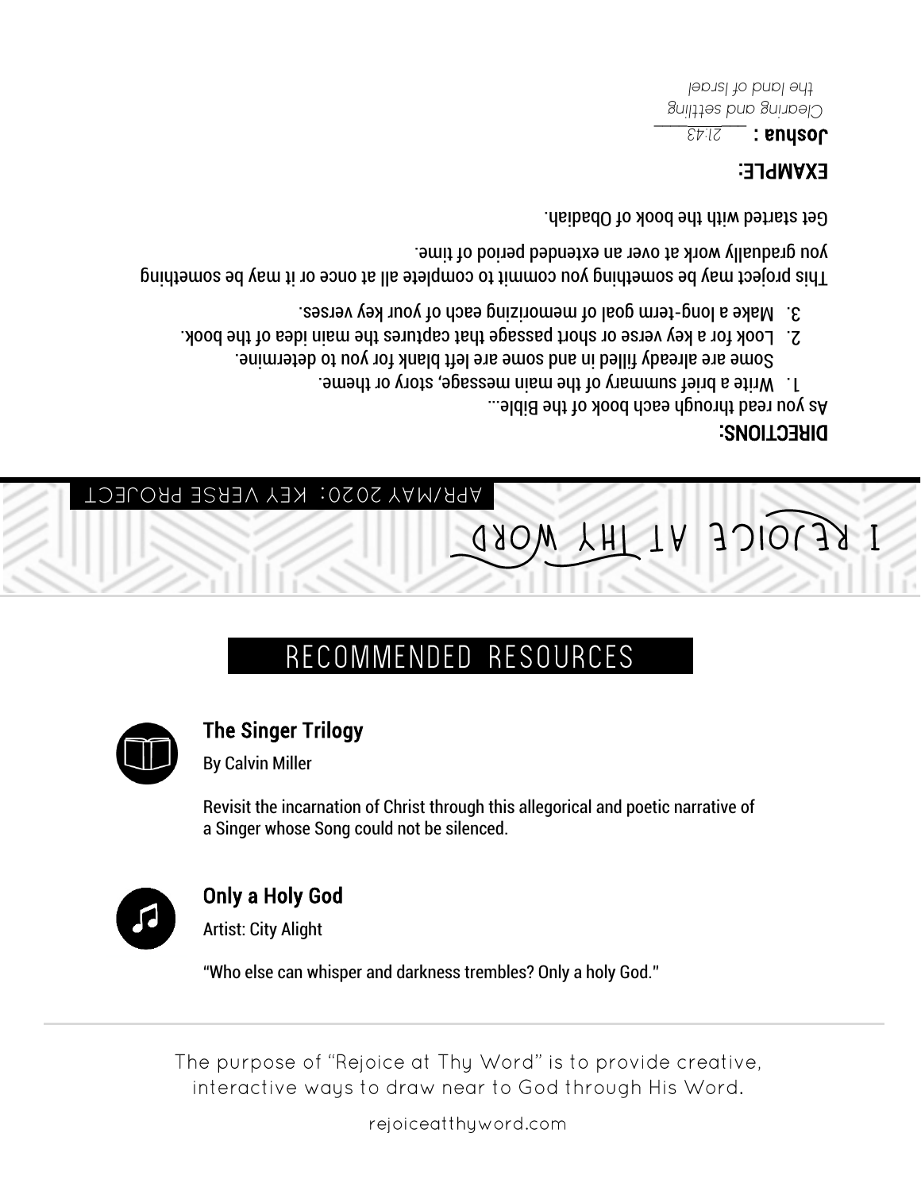# I Rejoice at Thy Word

APR/MAY 2020: KEY VERSE PROJECT

**DIRECTIONS:**

As you read through each book of the Bible...

1. Write a brief summary of the main message, story or theme. Some are already filled in and some are left blank for you to determine.
2. Look for a key verse or short passage that captures the main idea of the book.
3. Make a long-term goal of memorizing each of your key verses.

This project may be something you commit to complete all at once or it may be something you gradually work at over an extended period of time.

Get started with the book of Obadiah.

**EXAMPLE:**

**Joshua :** *21:43*

*Clearing and settling the land of Israel*

## RECOMMENDED RESOURCES

### The Singer Trilogy

By Calvin Miller

Revisit the incarnation of Christ through this allegorical and poetic narrative of a Singer whose Song could not be silenced.

### Only a Holy God

Artist: City Alight

"Who else can whisper and darkness trembles? Only a holy God."

---

The purpose of "Rejoice at Thy Word" is to provide creative, interactive ways to draw near to God through His Word.

rejoiceatthyword.com